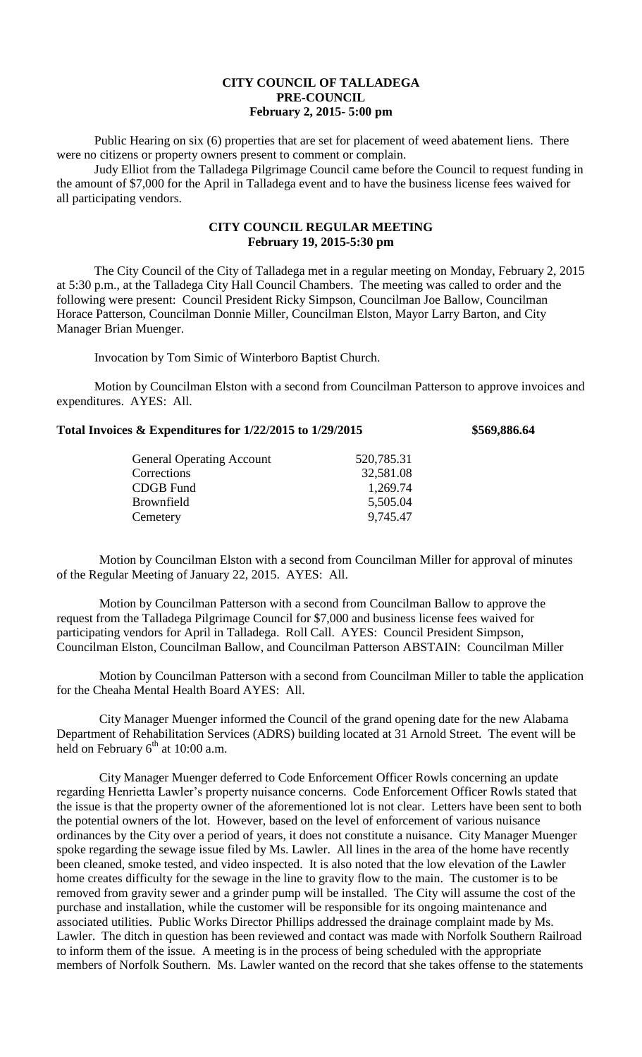**CITY COUNCIL OF TALLADEGA**
**PRE-COUNCIL**
**February 2, 2015- 5:00 pm**

Public Hearing on six (6) properties that are set for placement of weed abatement liens. There were no citizens or property owners present to comment or complain.

Judy Elliot from the Talladega Pilgrimage Council came before the Council to request funding in the amount of $7,000 for the April in Talladega event and to have the business license fees waived for all participating vendors.

**CITY COUNCIL REGULAR MEETING**
**February 19, 2015-5:30 pm**

The City Council of the City of Talladega met in a regular meeting on Monday, February 2, 2015 at 5:30 p.m., at the Talladega City Hall Council Chambers. The meeting was called to order and the following were present: Council President Ricky Simpson, Councilman Joe Ballow, Councilman Horace Patterson, Councilman Donnie Miller, Councilman Elston, Mayor Larry Barton, and City Manager Brian Muenger.

Invocation by Tom Simic of Winterboro Baptist Church.

Motion by Councilman Elston with a second from Councilman Patterson to approve invoices and expenditures. AYES: All.

**Total Invoices & Expenditures for 1/22/2015 to 1/29/2015 $569,886.64**

| | |
|---|---|
| General Operating Account | 520,785.31 |
| Corrections | 32,581.08 |
| CDGB Fund | 1,269.74 |
| Brownfield | 5,505.04 |
| Cemetery | 9,745.47 |

Motion by Councilman Elston with a second from Councilman Miller for approval of minutes of the Regular Meeting of January 22, 2015. AYES: All.

Motion by Councilman Patterson with a second from Councilman Ballow to approve the request from the Talladega Pilgrimage Council for $7,000 and business license fees waived for participating vendors for April in Talladega. Roll Call. AYES: Council President Simpson, Councilman Elston, Councilman Ballow, and Councilman Patterson ABSTAIN: Councilman Miller

Motion by Councilman Patterson with a second from Councilman Miller to table the application for the Cheaha Mental Health Board AYES: All.

City Manager Muenger informed the Council of the grand opening date for the new Alabama Department of Rehabilitation Services (ADRS) building located at 31 Arnold Street. The event will be held on February 6th at 10:00 a.m.

City Manager Muenger deferred to Code Enforcement Officer Rowls concerning an update regarding Henrietta Lawler's property nuisance concerns. Code Enforcement Officer Rowls stated that the issue is that the property owner of the aforementioned lot is not clear. Letters have been sent to both the potential owners of the lot. However, based on the level of enforcement of various nuisance ordinances by the City over a period of years, it does not constitute a nuisance. City Manager Muenger spoke regarding the sewage issue filed by Ms. Lawler. All lines in the area of the home have recently been cleaned, smoke tested, and video inspected. It is also noted that the low elevation of the Lawler home creates difficulty for the sewage in the line to gravity flow to the main. The customer is to be removed from gravity sewer and a grinder pump will be installed. The City will assume the cost of the purchase and installation, while the customer will be responsible for its ongoing maintenance and associated utilities. Public Works Director Phillips addressed the drainage complaint made by Ms. Lawler. The ditch in question has been reviewed and contact was made with Norfolk Southern Railroad to inform them of the issue. A meeting is in the process of being scheduled with the appropriate members of Norfolk Southern. Ms. Lawler wanted on the record that she takes offense to the statements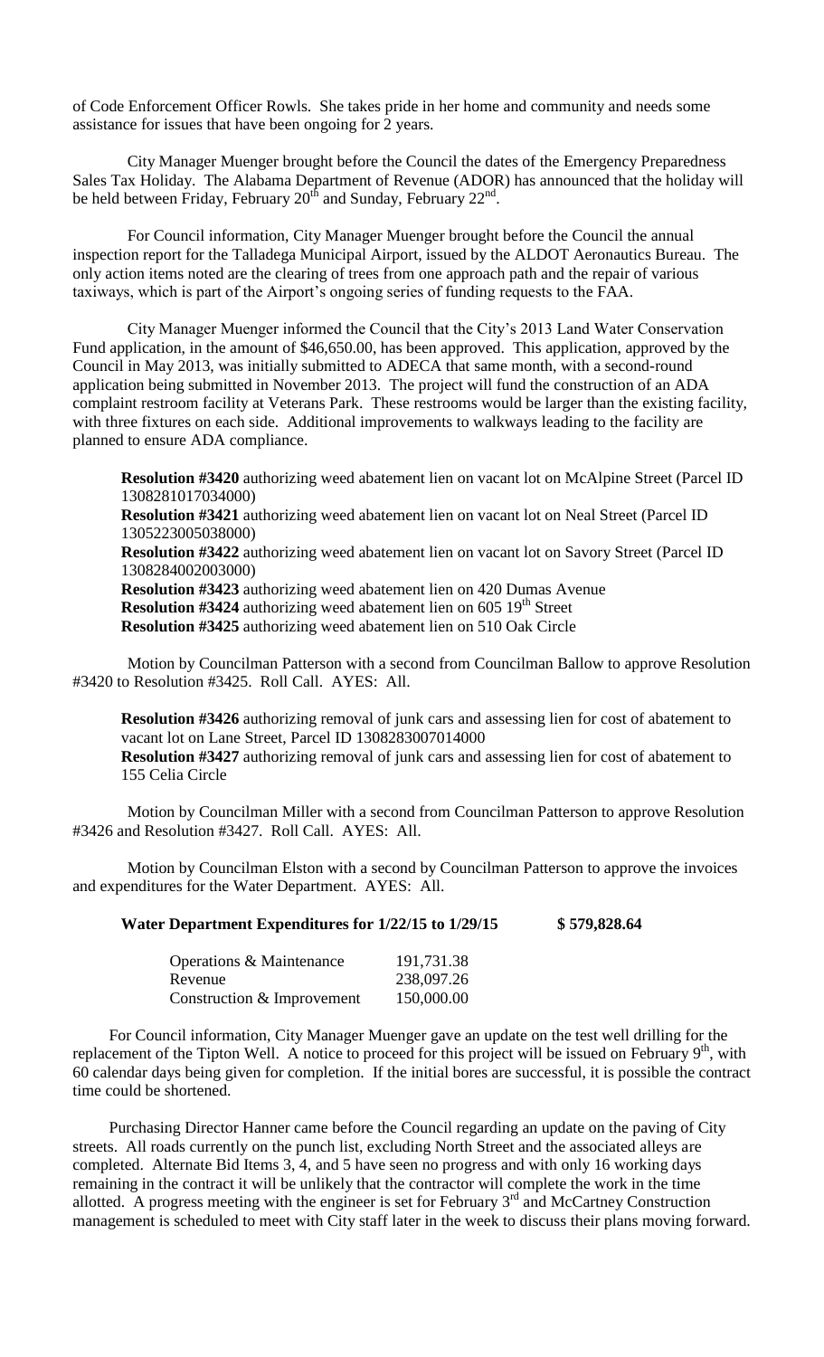of Code Enforcement Officer Rowls. She takes pride in her home and community and needs some assistance for issues that have been ongoing for 2 years.

City Manager Muenger brought before the Council the dates of the Emergency Preparedness Sales Tax Holiday. The Alabama Department of Revenue (ADOR) has announced that the holiday will be held between Friday, February 20th and Sunday, February 22nd.

For Council information, City Manager Muenger brought before the Council the annual inspection report for the Talladega Municipal Airport, issued by the ALDOT Aeronautics Bureau. The only action items noted are the clearing of trees from one approach path and the repair of various taxiways, which is part of the Airport's ongoing series of funding requests to the FAA.

City Manager Muenger informed the Council that the City's 2013 Land Water Conservation Fund application, in the amount of $46,650.00, has been approved. This application, approved by the Council in May 2013, was initially submitted to ADECA that same month, with a second-round application being submitted in November 2013. The project will fund the construction of an ADA complaint restroom facility at Veterans Park. These restrooms would be larger than the existing facility, with three fixtures on each side. Additional improvements to walkways leading to the facility are planned to ensure ADA compliance.

**Resolution #3420** authorizing weed abatement lien on vacant lot on McAlpine Street (Parcel ID 1308281017034000)
**Resolution #3421** authorizing weed abatement lien on vacant lot on Neal Street (Parcel ID 1305223005038000)
**Resolution #3422** authorizing weed abatement lien on vacant lot on Savory Street (Parcel ID 1308284002003000)
**Resolution #3423** authorizing weed abatement lien on 420 Dumas Avenue
**Resolution #3424** authorizing weed abatement lien on 605 19th Street
**Resolution #3425** authorizing weed abatement lien on 510 Oak Circle

Motion by Councilman Patterson with a second from Councilman Ballow to approve Resolution #3420 to Resolution #3425. Roll Call. AYES: All.

**Resolution #3426** authorizing removal of junk cars and assessing lien for cost of abatement to vacant lot on Lane Street, Parcel ID 1308283007014000
**Resolution #3427** authorizing removal of junk cars and assessing lien for cost of abatement to 155 Celia Circle

Motion by Councilman Miller with a second from Councilman Patterson to approve Resolution #3426 and Resolution #3427. Roll Call. AYES: All.

Motion by Councilman Elston with a second by Councilman Patterson to approve the invoices and expenditures for the Water Department. AYES: All.

**Water Department Expenditures for 1/22/15 to 1/29/15 $ 579,828.64**

| | |
|---|---|
| Operations & Maintenance | 191,731.38 |
| Revenue | 238,097.26 |
| Construction & Improvement | 150,000.00 |

For Council information, City Manager Muenger gave an update on the test well drilling for the replacement of the Tipton Well. A notice to proceed for this project will be issued on February 9th, with 60 calendar days being given for completion. If the initial bores are successful, it is possible the contract time could be shortened.

Purchasing Director Hanner came before the Council regarding an update on the paving of City streets. All roads currently on the punch list, excluding North Street and the associated alleys are completed. Alternate Bid Items 3, 4, and 5 have seen no progress and with only 16 working days remaining in the contract it will be unlikely that the contractor will complete the work in the time allotted. A progress meeting with the engineer is set for February 3rd and McCartney Construction management is scheduled to meet with City staff later in the week to discuss their plans moving forward.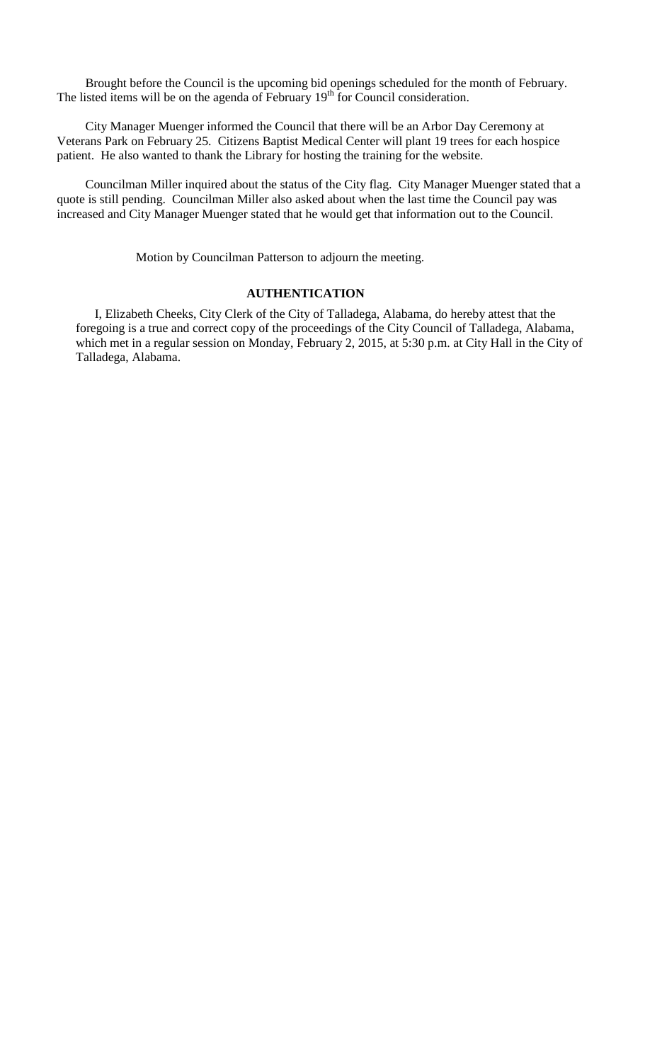Brought before the Council is the upcoming bid openings scheduled for the month of February. The listed items will be on the agenda of February 19th for Council consideration.

City Manager Muenger informed the Council that there will be an Arbor Day Ceremony at Veterans Park on February 25. Citizens Baptist Medical Center will plant 19 trees for each hospice patient. He also wanted to thank the Library for hosting the training for the website.

Councilman Miller inquired about the status of the City flag. City Manager Muenger stated that a quote is still pending. Councilman Miller also asked about when the last time the Council pay was increased and City Manager Muenger stated that he would get that information out to the Council.

Motion by Councilman Patterson to adjourn the meeting.

**AUTHENTICATION**

I, Elizabeth Cheeks, City Clerk of the City of Talladega, Alabama, do hereby attest that the foregoing is a true and correct copy of the proceedings of the City Council of Talladega, Alabama, which met in a regular session on Monday, February 2, 2015, at 5:30 p.m. at City Hall in the City of Talladega, Alabama.